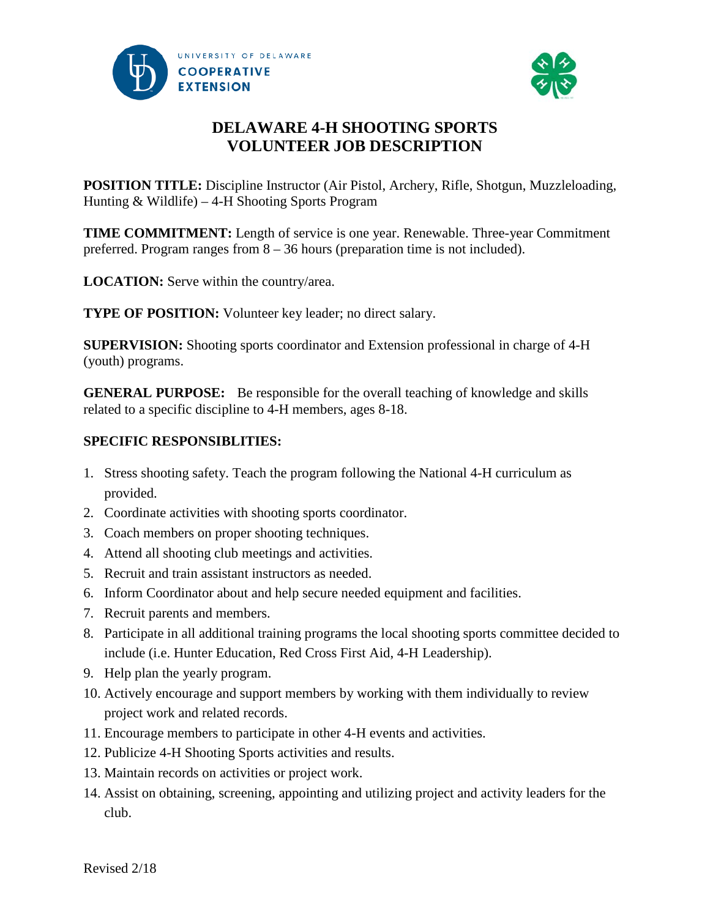UNIVERSITY OF DELAWARE
COOPERATIVE EXTENSION

# DELAWARE 4-H SHOOTING SPORTS VOLUNTEER JOB DESCRIPTION

**POSITION TITLE:** Discipline Instructor (Air Pistol, Archery, Rifle, Shotgun, Muzzleloading, Hunting & Wildlife) – 4-H Shooting Sports Program

**TIME COMMITMENT:** Length of service is one year. Renewable. Three-year Commitment preferred. Program ranges from 8 – 36 hours (preparation time is not included).

**LOCATION:** Serve within the country/area.

**TYPE OF POSITION:** Volunteer key leader; no direct salary.

**SUPERVISION:** Shooting sports coordinator and Extension professional in charge of 4-H (youth) programs.

**GENERAL PURPOSE:** Be responsible for the overall teaching of knowledge and skills related to a specific discipline to 4-H members, ages 8-18.

**SPECIFIC RESPONSIBLITIES:**

1. Stress shooting safety. Teach the program following the National 4-H curriculum as provided.
2. Coordinate activities with shooting sports coordinator.
3. Coach members on proper shooting techniques.
4. Attend all shooting club meetings and activities.
5. Recruit and train assistant instructors as needed.
6. Inform Coordinator about and help secure needed equipment and facilities.
7. Recruit parents and members.
8. Participate in all additional training programs the local shooting sports committee decided to include (i.e. Hunter Education, Red Cross First Aid, 4-H Leadership).
9. Help plan the yearly program.
10. Actively encourage and support members by working with them individually to review project work and related records.
11. Encourage members to participate in other 4-H events and activities.
12. Publicize 4-H Shooting Sports activities and results.
13. Maintain records on activities or project work.
14. Assist on obtaining, screening, appointing and utilizing project and activity leaders for the club.

Revised 2/18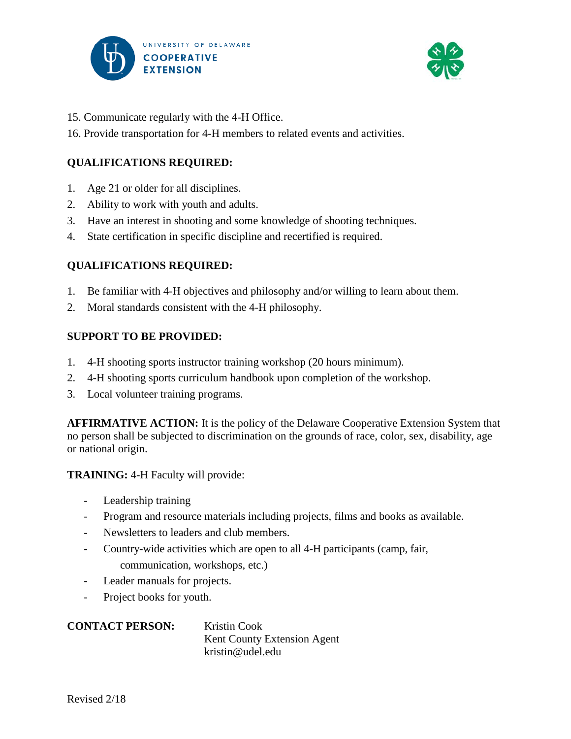15. Communicate regularly with the 4-H Office.
16. Provide transportation for 4-H members to related events and activities.

**QUALIFICATIONS REQUIRED:**

1. Age 21 or older for all disciplines.
2. Ability to work with youth and adults.
3. Have an interest in shooting and some knowledge of shooting techniques.
4. State certification in specific discipline and recertified is required.

**QUALIFICATIONS REQUIRED:**

1. Be familiar with 4-H objectives and philosophy and/or willing to learn about them.
2. Moral standards consistent with the 4-H philosophy.

**SUPPORT TO BE PROVIDED:**

1. 4-H shooting sports instructor training workshop (20 hours minimum).
2. 4-H shooting sports curriculum handbook upon completion of the workshop.
3. Local volunteer training programs.

**AFFIRMATIVE ACTION:** It is the policy of the Delaware Cooperative Extension System that no person shall be subjected to discrimination on the grounds of race, color, sex, disability, age or national origin.

**TRAINING:** 4-H Faculty will provide:

- Leadership training
- Program and resource materials including projects, films and books as available.
- Newsletters to leaders and club members.
- Country-wide activities which are open to all 4-H participants (camp, fair, communication, workshops, etc.)
- Leader manuals for projects.
- Project books for youth.

**CONTACT PERSON:** Kristin Cook
Kent County Extension Agent
kristin@udel.edu

Revised 2/18